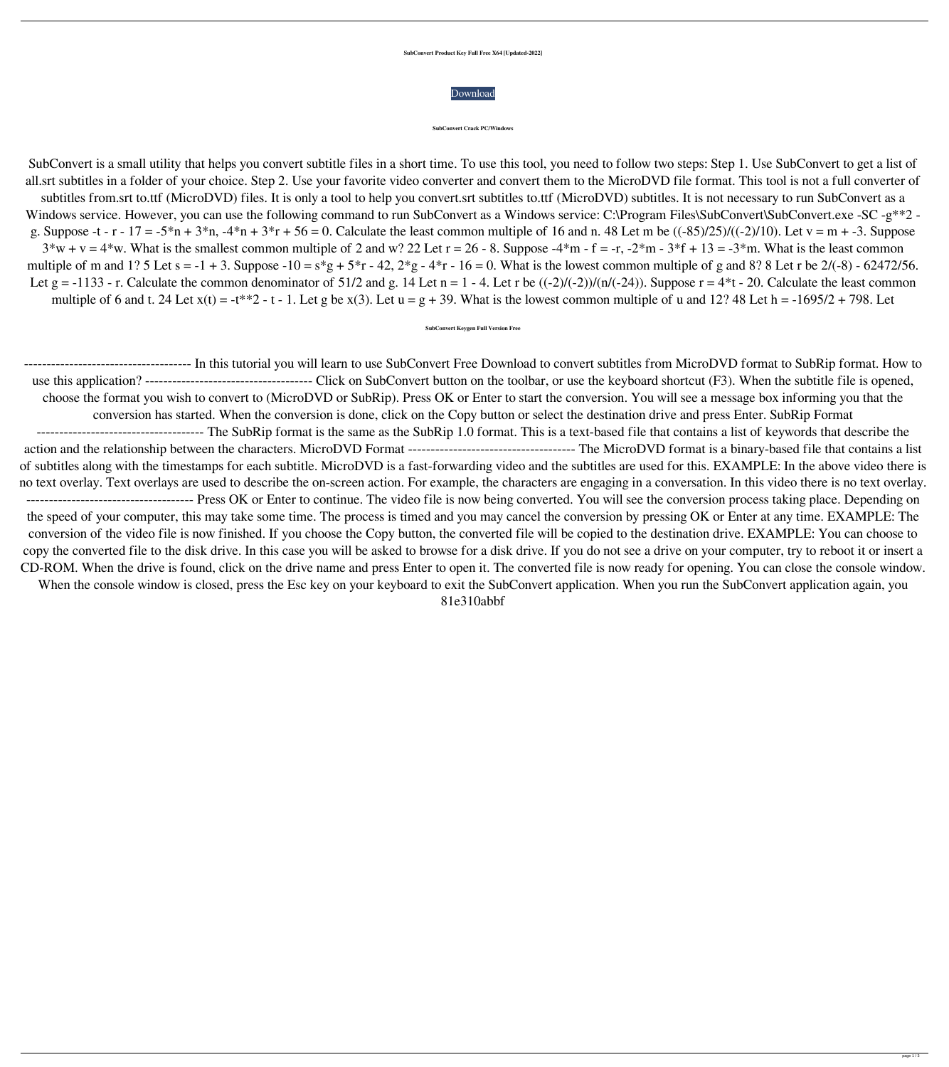**SubConvert Product Key Full Free X64 [Updated-2022]**

Download

**SubConvert Crack PC/Windows**

SubConvert is a small utility that helps you convert subtitle files in a short time. To use this tool, you need to follow two steps: Step 1. Use SubConvert to get a list of all.srt subtitles in a folder of your choice. Step 2. Use your favorite video converter and convert them to the MicroDVD file format. This tool is not a full converter of subtitles from.srt to.ttf (MicroDVD) files. It is only a tool to help you convert.srt subtitles to.ttf (MicroDVD) subtitles. It is not necessary to run SubConvert as a Windows service. However, you can use the following command to run SubConvert as a Windows service: C:\Program Files\SubConvert\SubConvert.exe -SC -g**2 - g. Suppose -t - r - 17 = -5*n + 3*n, -4*n + 3*r + 56 = 0. Calculate the least common multiple of 16 and n. 48 Let m be ((-85)/25)/((-2)/10). Let v = m + -3. Suppose 3*w + v = 4*w. What is the smallest common multiple of 2 and w? 22 Let r = 26 - 8. Suppose -4*m - f = -r, -2*m - 3*f + 13 = -3*m. What is the least common multiple of m and 1? 5 Let s = -1 + 3. Suppose -10 = s*g + 5*r - 42, 2*g - 4*r - 16 = 0. What is the lowest common multiple of g and 8? 8 Let r be 2/(-8) - 62472/56. Let g = -1133 - r. Calculate the common denominator of 51/2 and g. 14 Let n = 1 - 4. Let r be ((-2)/(-2))/(n/(-24)). Suppose r = 4*t - 20. Calculate the least common multiple of 6 and t. 24 Let x(t) = -t**2 - t - 1. Let g be x(3). Let u = g + 39. What is the lowest common multiple of u and 12? 48 Let h = -1695/2 + 798. Let

**SubConvert Keygen Full Version Free**

------------------------------------- In this tutorial you will learn to use SubConvert Free Download to convert subtitles from MicroDVD format to SubRip format. How to use this application? ------------------------------------- Click on SubConvert button on the toolbar, or use the keyboard shortcut (F3). When the subtitle file is opened, choose the format you wish to convert to (MicroDVD or SubRip). Press OK or Enter to start the conversion. You will see a message box informing you that the conversion has started. When the conversion is done, click on the Copy button or select the destination drive and press Enter. SubRip Format ------------------------------------- The SubRip format is the same as the SubRip 1.0 format. This is a text-based file that contains a list of keywords that describe the action and the relationship between the characters. MicroDVD Format ------------------------------------- The MicroDVD format is a binary-based file that contains a list of subtitles along with the timestamps for each subtitle. MicroDVD is a fast-forwarding video and the subtitles are used for this. EXAMPLE: In the above video there is no text overlay. Text overlays are used to describe the on-screen action. For example, the characters are engaging in a conversation. In this video there is no text overlay. ------------------------------------- Press OK or Enter to continue. The video file is now being converted. You will see the conversion process taking place. Depending on the speed of your computer, this may take some time. The process is timed and you may cancel the conversion by pressing OK or Enter at any time. EXAMPLE: The conversion of the video file is now finished. If you choose the Copy button, the converted file will be copied to the destination drive. EXAMPLE: You can choose to copy the converted file to the disk drive. In this case you will be asked to browse for a disk drive. If you do not see a drive on your computer, try to reboot it or insert a CD-ROM. When the drive is found, click on the drive name and press Enter to open it. The converted file is now ready for opening. You can close the console window. When the console window is closed, press the Esc key on your keyboard to exit the SubConvert application. When you run the SubConvert application again, you 81e310abbf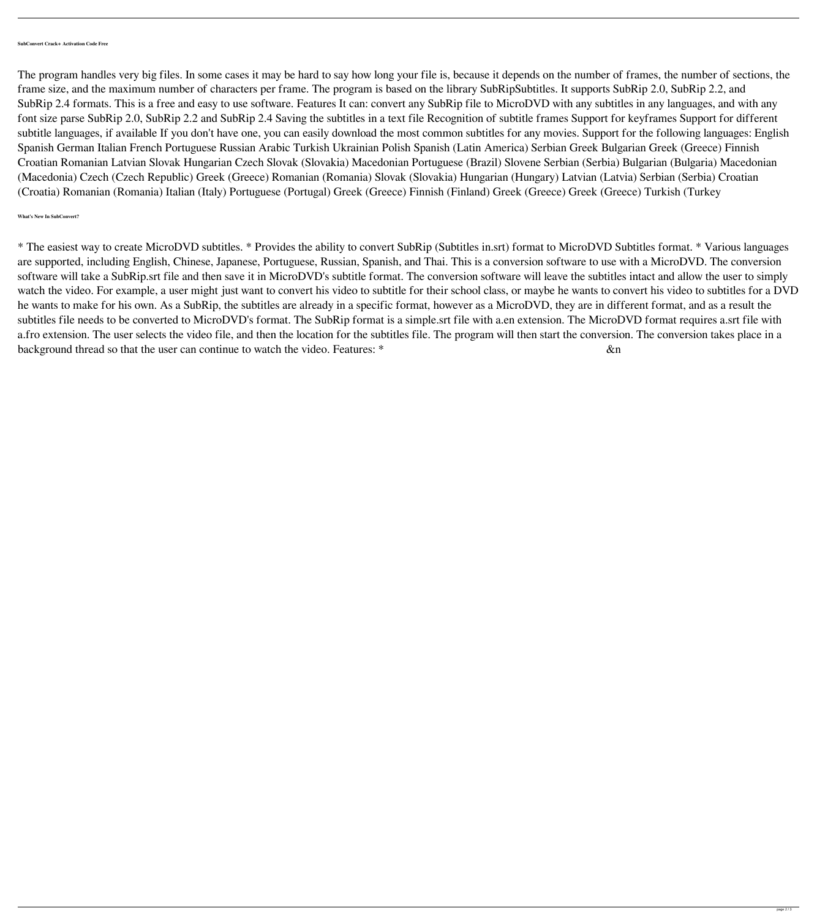#### SubConvert Crack+ Activation Code Free

The program handles very big files. In some cases it may be hard to say how long your file is, because it depends on the number of frames, the number of sections, the frame size, and the maximum number of characters per frame. The program is based on the library SubRipSubtitles. It supports SubRip 2.0, SubRip 2.2, and SubRip 2.4 formats. This is a free and easy to use software. Features It can: convert any SubRip file to MicroDVD with any subtitles in any languages, and with any font size parse SubRip 2.0, SubRip 2.2 and SubRip 2.4 Saving the subtitles in a text file Recognition of subtitle frames Support for keyframes Support for different subtitle languages, if available If you don't have one, you can easily download the most common subtitles for any movies. Support for the following languages: English Spanish German Italian French Portuguese Russian Arabic Turkish Ukrainian Polish Spanish (Latin America) Serbian Greek Bulgarian Greek (Greece) Finnish Croatian Romanian Latvian Slovak Hungarian Czech Slovak (Slovakia) Macedonian Portuguese (Brazil) Slovene Serbian (Serbia) Bulgarian (Bulgaria) Macedonian (Macedonia) Czech (Czech Republic) Greek (Greece) Romanian (Romania) Slovak (Slovakia) Hungarian (Hungary) Latvian (Latvia) Serbian (Serbia) Croatian (Croatia) Romanian (Romania) Italian (Italy) Portuguese (Portugal) Greek (Greece) Finnish (Finland) Greek (Greece) Greek (Greece) Turkish (Turkey

#### What's New In SubConvert?

* The easiest way to create MicroDVD subtitles. * Provides the ability to convert SubRip (Subtitles in.srt) format to MicroDVD Subtitles format. * Various languages are supported, including English, Chinese, Japanese, Portuguese, Russian, Spanish, and Thai. This is a conversion software to use with a MicroDVD. The conversion software will take a SubRip.srt file and then save it in MicroDVD's subtitle format. The conversion software will leave the subtitles intact and allow the user to simply watch the video. For example, a user might just want to convert his video to subtitle for their school class, or maybe he wants to convert his video to subtitles for a DVD he wants to make for his own. As a SubRip, the subtitles are already in a specific format, however as a MicroDVD, they are in different format, and as a result the subtitles file needs to be converted to MicroDVD's format. The SubRip format is a simple.srt file with a.en extension. The MicroDVD format requires a.srt file with a.fro extension. The user selects the video file, and then the location for the subtitles file. The program will then start the conversion. The conversion takes place in a background thread so that the user can continue to watch the video. Features: * &n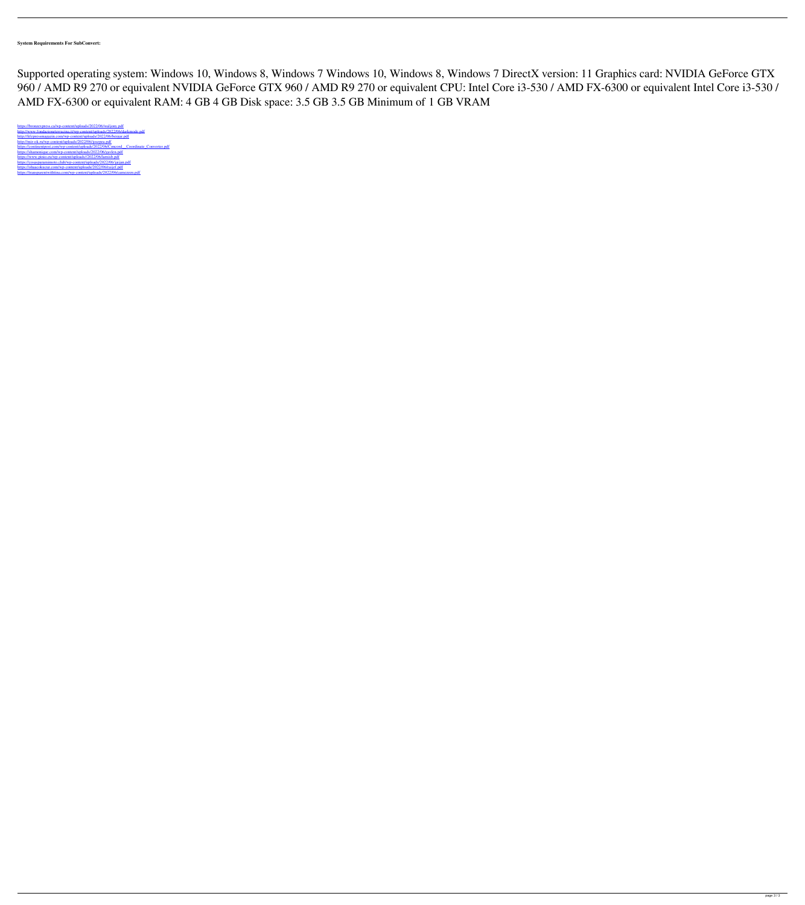**System Requirements For SubConvert:**

Supported operating system: Windows 10, Windows 8, Windows 7 Windows 10, Windows 8, Windows 7 DirectX version: 11 Graphics card: NVIDIA GeForce GTX 960 / AMD R9 270 or equivalent NVIDIA GeForce GTX 960 / AMD R9 270 or equivalent CPU: Intel Core i3-530 / AMD FX-6300 or equivalent Intel Core i3-530 / AMD FX-6300 or equivalent RAM: 4 GB 4 GB Disk space: 3.5 GB 3.5 GB Minimum of 1 GB VRAM

https://bromedexpress.ca/wp-content/uploads/2022/06/waljony.pdf
http://www.fondazioneterracina.it/wp-content/uploads/2022/06/darkmode.pdf
http://lifepressmagazin.com/wp-content/uploads/2022/06/berrear.pdf
http://mir-ok.ru/wp-content/uploads/2022/06/josepea.pdf
https://continentpost.com/wp-content/uploads/2022/06/Concord___Coordinate_Converter.pdf
https://sharmanipue.com/wp-content/uploads/2022/06/gavlen.pdf
https://www.pizio.eu/wp-content/uploads/2022/06/larnish.pdf
https://cosasparamimoto.club/wp-content/uploads/2022/06/jaijan.pdf
https://nhaacokuzuz.com/wp-content/uploads/2022/06/raijef.pdf
https://transparentwithtina.com/wp-content/uploads/2022/06/camozeen.pdf